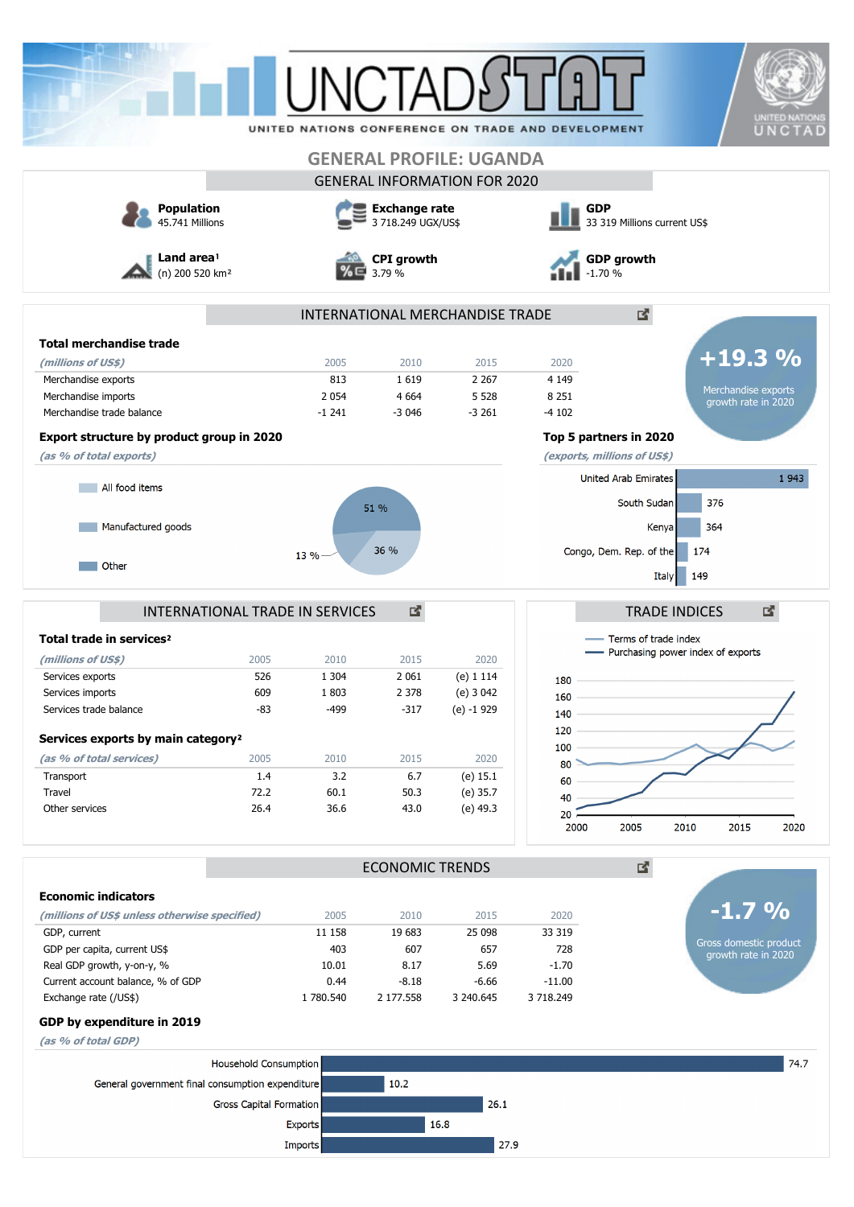# GENERAL PROFILE: UGANDA

## GENERAL INFORMATION FOR 2020

**Population**
45.741 Millions

**Exchange rate**
3 718.249 UGX/US$

**GDP**
33 319 Millions current US$

**Land area**[1]
(n) 200 520 km²

**CPI growth**
3.79 %

**GDP growth**
-1.70 %

## INTERNATIONAL MERCHANDISE TRADE

### Total merchandise trade

| *(millions of US$)* | 2005 | 2010 | 2015 | 2020 |
|---|---|---|---|---|
| Merchandise exports | 813 | 1 619 | 2 267 | 4 149 |
| Merchandise imports | 2 054 | 4 664 | 5 528 | 8 251 |
| Merchandise trade balance | -1 241 | -3 046 | -3 261 | -4 102 |

**+19.3 %**
Merchandise exports growth rate in 2020

### Export structure by product group in 2020

*(as % of total exports)*

| Product group | % |
|---|---|
| All food items | 51 % |
| Manufactured goods | 13 % |
| Other | 36 % |

### Top 5 partners in 2020

*(exports, millions of US$)*

| Partner | Exports |
|---|---|
| United Arab Emirates | 1 943 |
| South Sudan | 376 |
| Kenya | 364 |
| Congo, Dem. Rep. of the | 174 |
| Italy | 149 |

## INTERNATIONAL TRADE IN SERVICES

### Total trade in services[2]

| *(millions of US$)* | 2005 | 2010 | 2015 | 2020 |
|---|---|---|---|---|
| Services exports | 526 | 1 304 | 2 061 | (e) 1 114 |
| Services imports | 609 | 1 803 | 2 378 | (e) 3 042 |
| Services trade balance | -83 | -499 | -317 | (e) -1 929 |

### Services exports by main category[2]

| *(as % of total services)* | 2005 | 2010 | 2015 | 2020 |
|---|---|---|---|---|
| Transport | 1.4 | 3.2 | 6.7 | (e) 15.1 |
| Travel | 72.2 | 60.1 | 50.3 | (e) 35.7 |
| Other services | 26.4 | 36.6 | 43.0 | (e) 49.3 |

## TRADE INDICES

- Terms of trade index
- Purchasing power index of exports

## ECONOMIC TRENDS

### Economic indicators

| *(millions of US$ unless otherwise specified)* | 2005 | 2010 | 2015 | 2020 |
|---|---|---|---|---|
| GDP, current | 11 158 | 19 683 | 25 098 | 33 319 |
| GDP per capita, current US$ | 403 | 607 | 657 | 728 |
| Real GDP growth, y-on-y, % | 10.01 | 8.17 | 5.69 | -1.70 |
| Current account balance, % of GDP | 0.44 | -8.18 | -6.66 | -11.00 |
| Exchange rate (/US$) | 1 780.540 | 2 177.558 | 3 240.645 | 3 718.249 |

**-1.7 %**
Gross domestic product growth rate in 2020

### GDP by expenditure in 2019

*(as % of total GDP)*

| Component | % |
|---|---|
| Household Consumption | 74.7 |
| General government final consumption expenditure | 10.2 |
| Gross Capital Formation | 26.1 |
| Exports | 16.8 |
| Imports | 27.9 |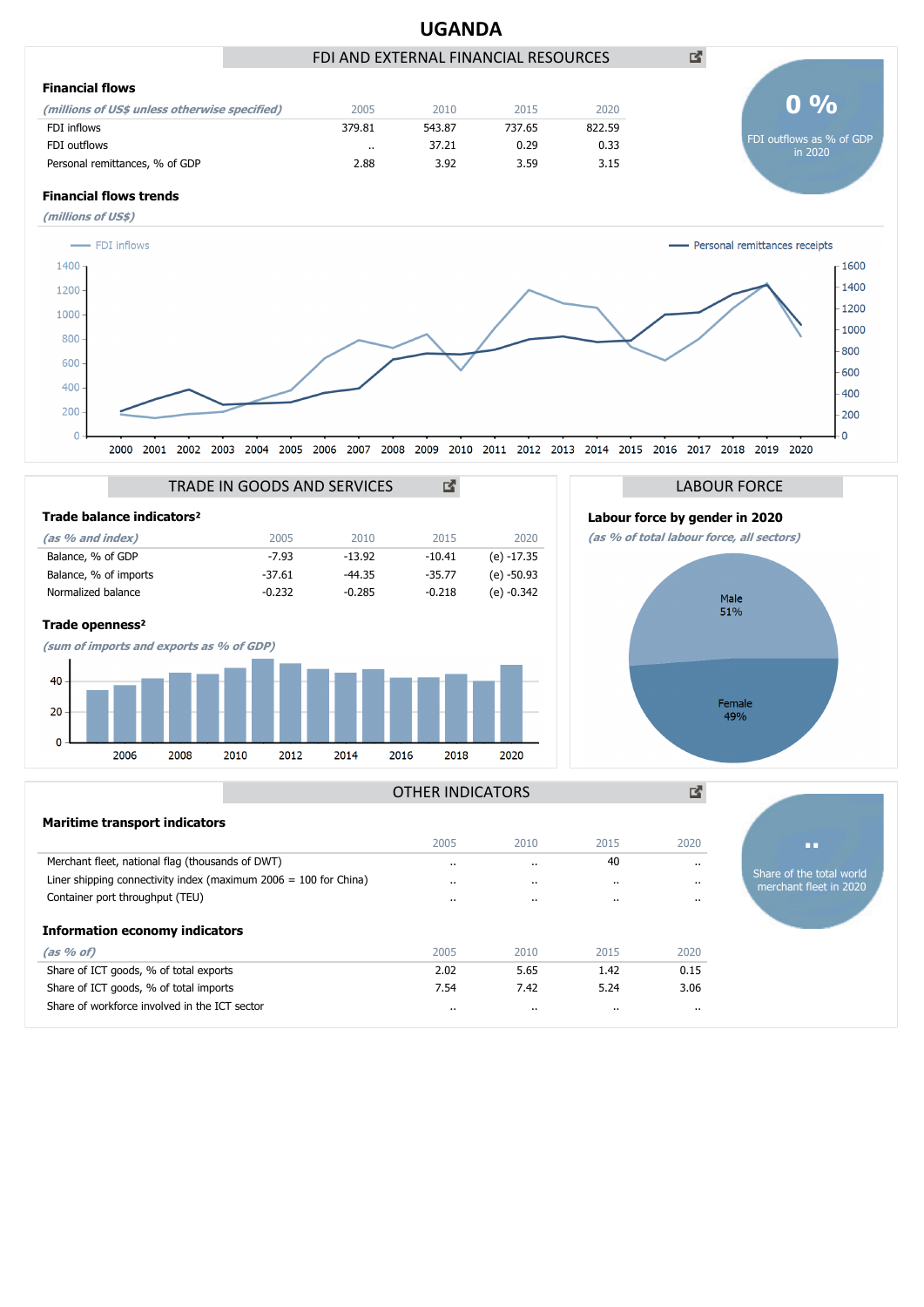# UGANDA

## FDI AND EXTERNAL FINANCIAL RESOURCES

### Financial flows

| *(millions of US$ unless otherwise specified)* | 2005 | 2010 | 2015 | 2020 |
|---|---|---|---|---|
| FDI inflows | 379.81 | 543.87 | 737.65 | 822.59 |
| FDI outflows | .. | 37.21 | 0.29 | 0.33 |
| Personal remittances, % of GDP | 2.88 | 3.92 | 3.59 | 3.15 |

**0 %** FDI outflows as % of GDP in 2020

### Financial flows trends

*(millions of US$)*

FDI inflows — Personal remittances receipts

## TRADE IN GOODS AND SERVICES

### Trade balance indicators²

| *(as % and index)* | 2005 | 2010 | 2015 | 2020 |
|---|---|---|---|---|
| Balance, % of GDP | -7.93 | -13.92 | -10.41 | (e) -17.35 |
| Balance, % of imports | -37.61 | -44.35 | -35.77 | (e) -50.93 |
| Normalized balance | -0.232 | -0.285 | -0.218 | (e) -0.342 |

### Trade openness²

*(sum of imports and exports as % of GDP)*

## LABOUR FORCE

### Labour force by gender in 2020

*(as % of total labour force, all sectors)*

Male 51%

Female 49%

## OTHER INDICATORS

### Maritime transport indicators

| | 2005 | 2010 | 2015 | 2020 |
|---|---|---|---|---|
| Merchant fleet, national flag (thousands of DWT) | .. | .. | 40 | .. |
| Liner shipping connectivity index (maximum 2006 = 100 for China) | .. | .. | .. | .. |
| Container port throughput (TEU) | .. | .. | .. | .. |

**..** Share of the total world merchant fleet in 2020

### Information economy indicators

| *(as % of)* | 2005 | 2010 | 2015 | 2020 |
|---|---|---|---|---|
| Share of ICT goods, % of total exports | 2.02 | 5.65 | 1.42 | 0.15 |
| Share of ICT goods, % of total imports | 7.54 | 7.42 | 5.24 | 3.06 |
| Share of workforce involved in the ICT sector | .. | .. | .. | .. |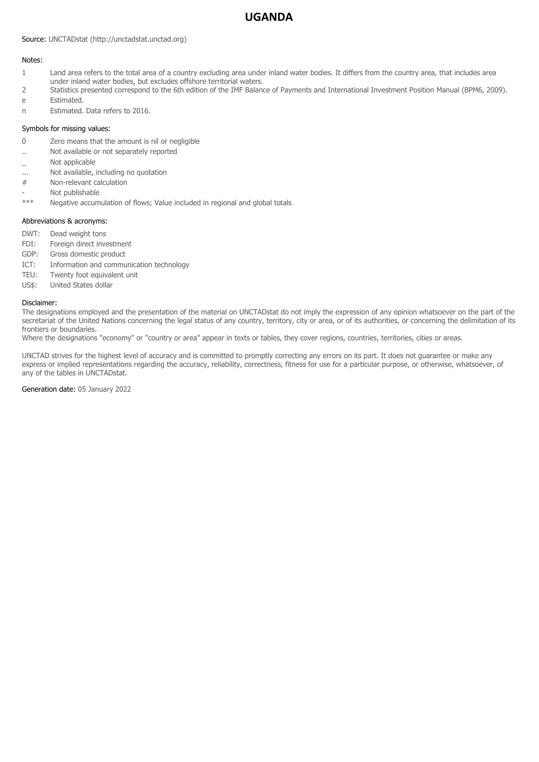# UGANDA

Source: UNCTADstat (http://unctadstat.unctad.org)

Notes:

| | |
|---|---|
| 1 | Land area refers to the total area of a country excluding area under inland water bodies. It differs from the country area, that includes area under inland water bodies, but excludes offshore territorial waters. |
| 2 | Statistics presented correspond to the 6th edition of the IMF Balance of Payments and International Investment Position Manual (BPM6, 2009). |
| e | Estimated. |
| n | Estimated. Data refers to 2016. |

Symbols for missing values:

| | |
|---|---|
| 0 | Zero means that the amount is nil or negligible |
| .. | Not available or not separately reported |
| _ | Not applicable |
| ... | Not available, including no quotation |
| # | Non-relevant calculation |
| - | Not publishable |
| *** | Negative accumulation of flows; Value included in regional and global totals |

Abbreviations & acronyms:

| | |
|---|---|
| DWT: | Dead weight tons |
| FDI: | Foreign direct investment |
| GDP: | Gross domestic product |
| ICT: | Information and communication technology |
| TEU: | Twenty foot equivalent unit |
| US$: | United States dollar |

Disclaimer:
The designations employed and the presentation of the material on UNCTADstat do not imply the expression of any opinion whatsoever on the part of the secretariat of the United Nations concerning the legal status of any country, territory, city or area, or of its authorities, or concerning the delimitation of its frontiers or boundaries.
Where the designations "economy" or "country or area" appear in texts or tables, they cover regions, countries, territories, cities or areas.

UNCTAD strives for the highest level of accuracy and is committed to promptly correcting any errors on its part. It does not guarantee or make any express or implied representations regarding the accuracy, reliability, correctness, fitness for use for a particular purpose, or otherwise, whatsoever, of any of the tables in UNCTADstat.

Generation date: 05 January 2022